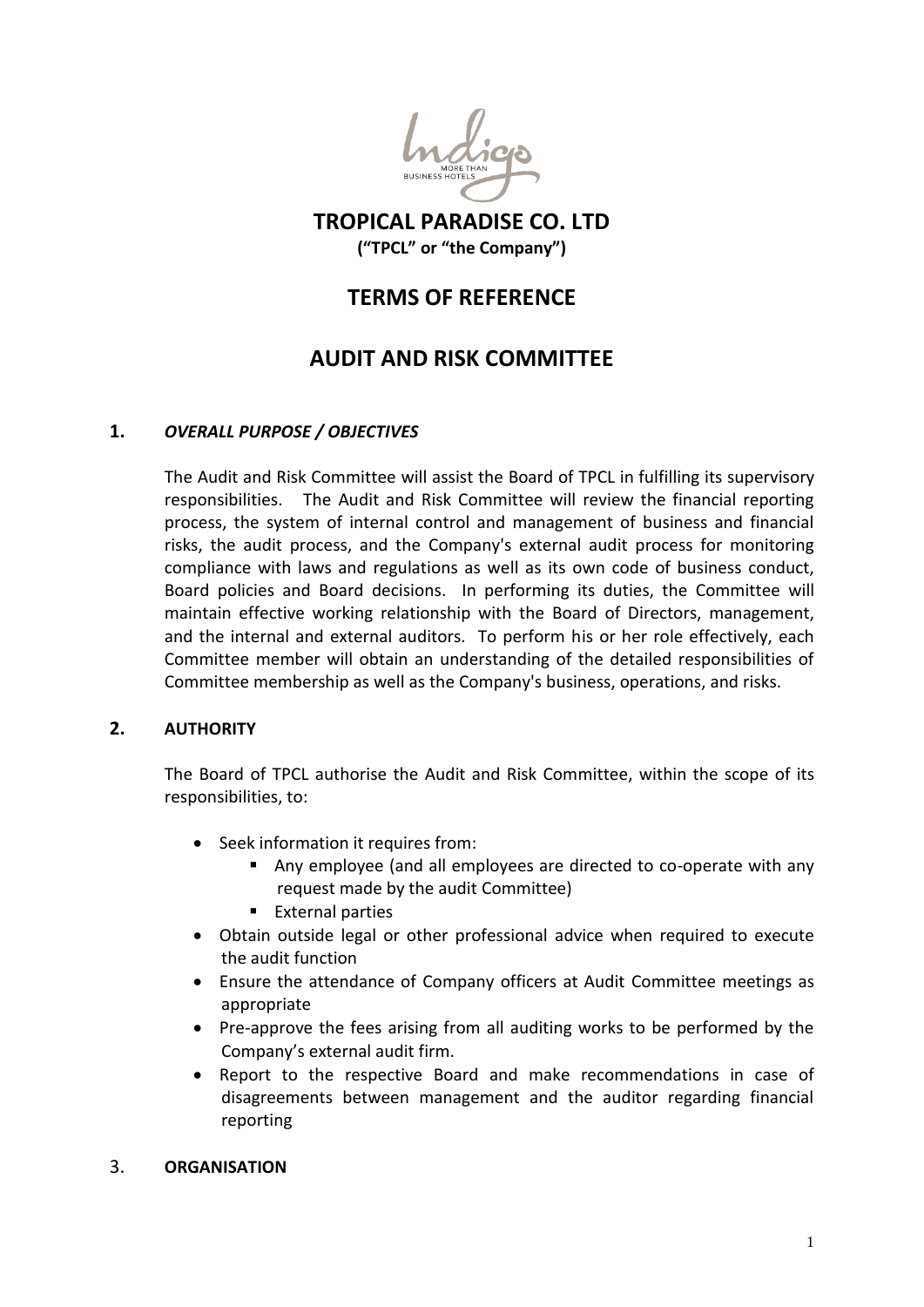# TROPICAL PARADISE CO. LTD

**("TPCL" or "the Company")**

## TERMS OF REFERENCE

## AUDIT AND RISK COMMITTEE

### 1. *OVERALL PURPOSE / OBJECTIVES*

The Audit and Risk Committee will assist the Board of TPCL in fulfilling its supervisory responsibilities. The Audit and Risk Committee will review the financial reporting process, the system of internal control and management of business and financial risks, the audit process, and the Company's external audit process for monitoring compliance with laws and regulations as well as its own code of business conduct, Board policies and Board decisions. In performing its duties, the Committee will maintain effective working relationship with the Board of Directors, management, and the internal and external auditors. To perform his or her role effectively, each Committee member will obtain an understanding of the detailed responsibilities of Committee membership as well as the Company's business, operations, and risks.

### 2. AUTHORITY

The Board of TPCL authorise the Audit and Risk Committee, within the scope of its responsibilities, to:

- Seek information it requires from:
  - Any employee (and all employees are directed to co-operate with any request made by the audit Committee)
  - External parties
- Obtain outside legal or other professional advice when required to execute the audit function
- Ensure the attendance of Company officers at Audit Committee meetings as appropriate
- Pre-approve the fees arising from all auditing works to be performed by the Company's external audit firm.
- Report to the respective Board and make recommendations in case of disagreements between management and the auditor regarding financial reporting

### 3. ORGANISATION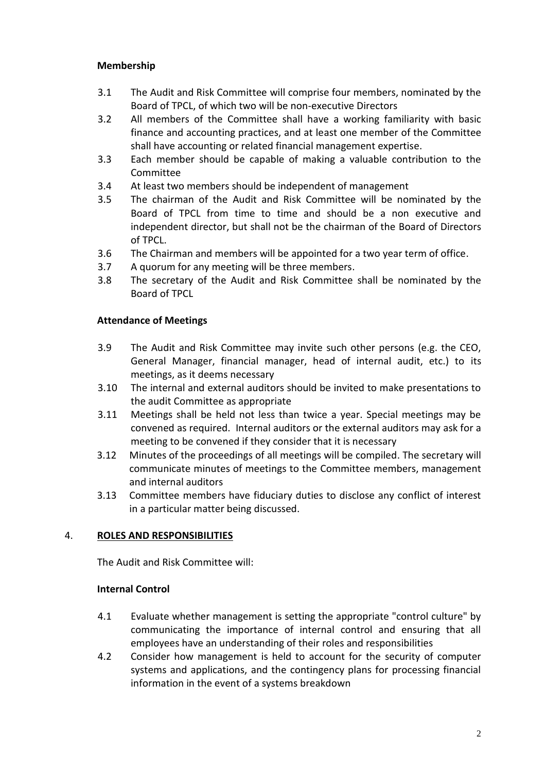**Membership**

3.1 The Audit and Risk Committee will comprise four members, nominated by the Board of TPCL, of which two will be non-executive Directors

3.2 All members of the Committee shall have a working familiarity with basic finance and accounting practices, and at least one member of the Committee shall have accounting or related financial management expertise.

3.3 Each member should be capable of making a valuable contribution to the Committee

3.4 At least two members should be independent of management

3.5 The chairman of the Audit and Risk Committee will be nominated by the Board of TPCL from time to time and should be a non executive and independent director, but shall not be the chairman of the Board of Directors of TPCL.

3.6 The Chairman and members will be appointed for a two year term of office.

3.7 A quorum for any meeting will be three members.

3.8 The secretary of the Audit and Risk Committee shall be nominated by the Board of TPCL

**Attendance of Meetings**

3.9 The Audit and Risk Committee may invite such other persons (e.g. the CEO, General Manager, financial manager, head of internal audit, etc.) to its meetings, as it deems necessary

3.10 The internal and external auditors should be invited to make presentations to the audit Committee as appropriate

3.11 Meetings shall be held not less than twice a year. Special meetings may be convened as required. Internal auditors or the external auditors may ask for a meeting to be convened if they consider that it is necessary

3.12 Minutes of the proceedings of all meetings will be compiled. The secretary will communicate minutes of meetings to the Committee members, management and internal auditors

3.13 Committee members have fiduciary duties to disclose any conflict of interest in a particular matter being discussed.

## 4. <u>ROLES AND RESPONSIBILITIES</u>

The Audit and Risk Committee will:

**Internal Control**

4.1 Evaluate whether management is setting the appropriate "control culture" by communicating the importance of internal control and ensuring that all employees have an understanding of their roles and responsibilities

4.2 Consider how management is held to account for the security of computer systems and applications, and the contingency plans for processing financial information in the event of a systems breakdown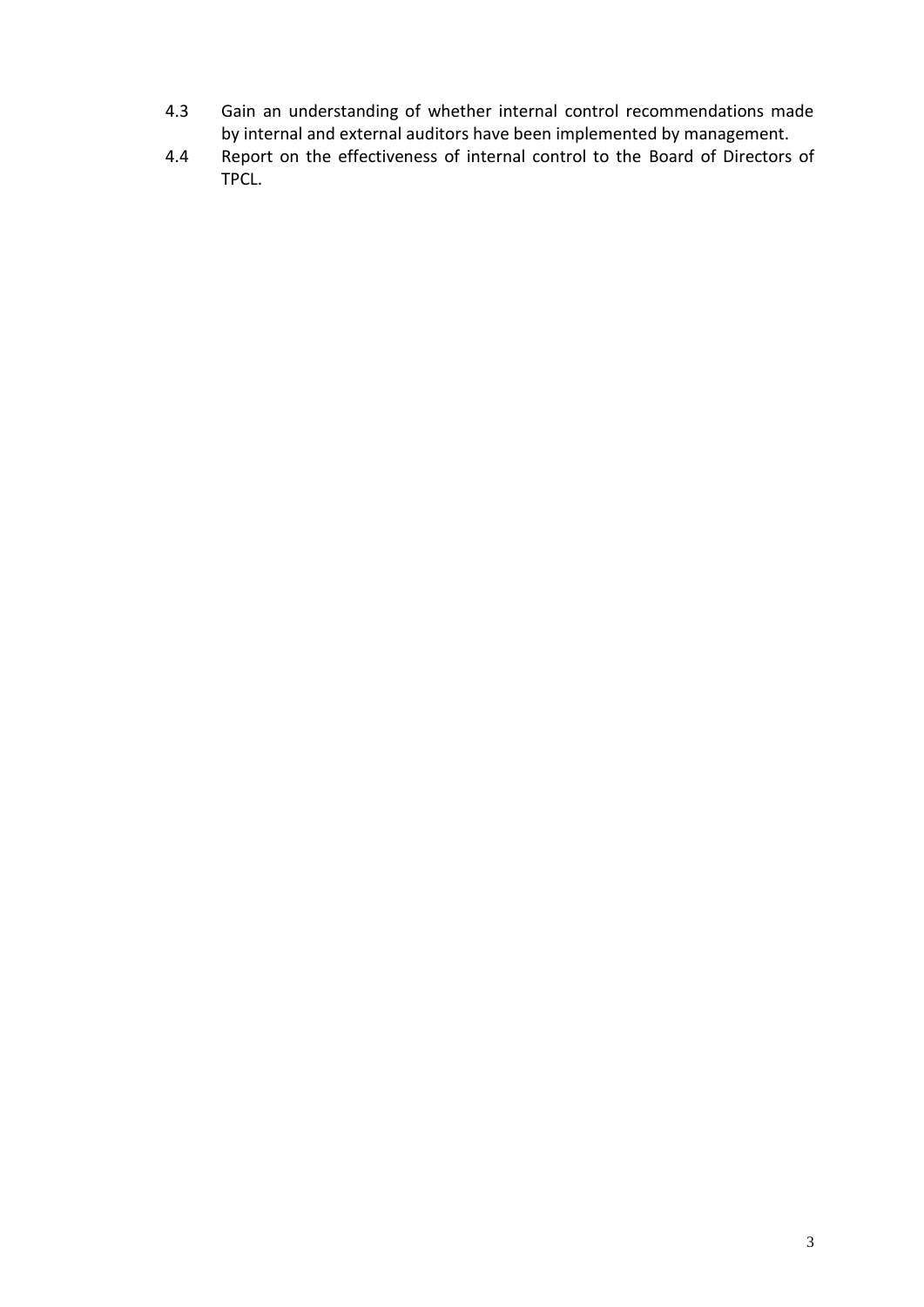4.3 Gain an understanding of whether internal control recommendations made by internal and external auditors have been implemented by management.

4.4 Report on the effectiveness of internal control to the Board of Directors of TPCL.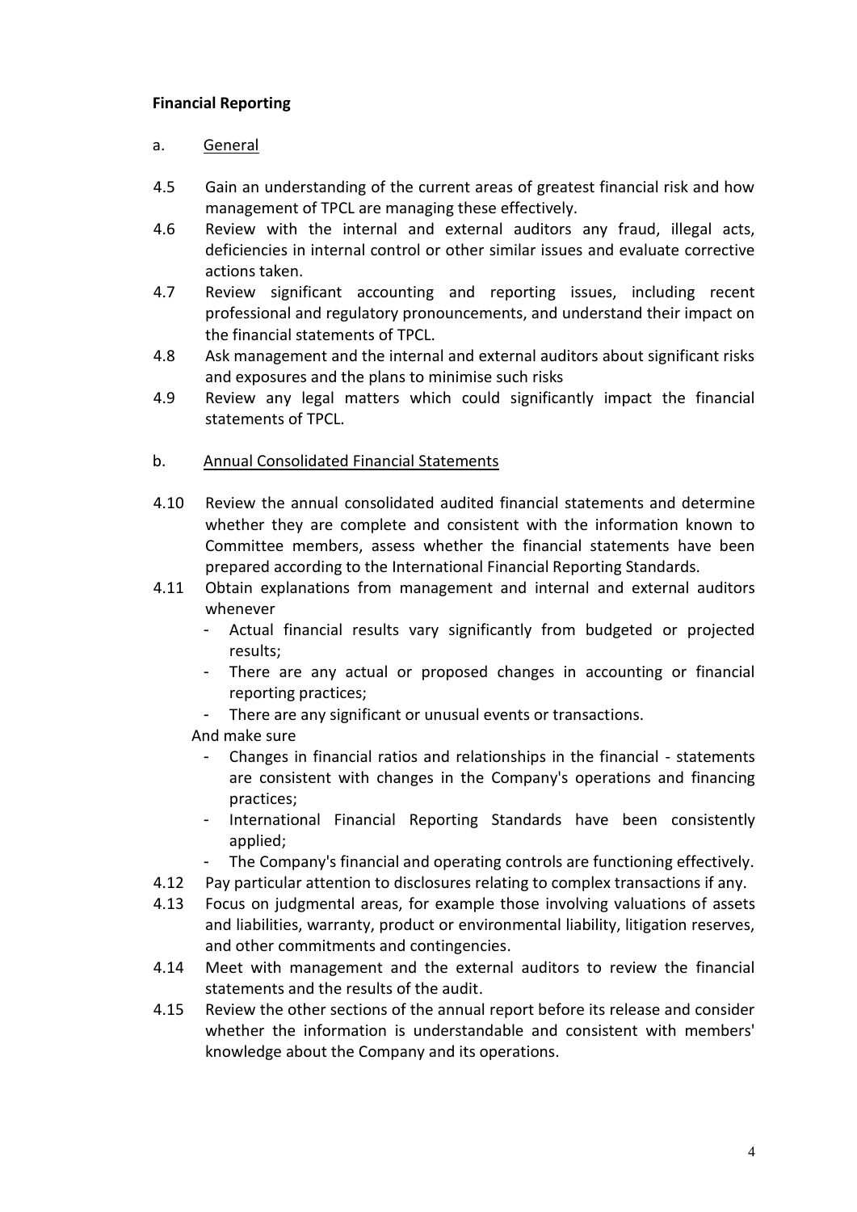**Financial Reporting**

a. General

4.5 Gain an understanding of the current areas of greatest financial risk and how management of TPCL are managing these effectively.

4.6 Review with the internal and external auditors any fraud, illegal acts, deficiencies in internal control or other similar issues and evaluate corrective actions taken.

4.7 Review significant accounting and reporting issues, including recent professional and regulatory pronouncements, and understand their impact on the financial statements of TPCL.

4.8 Ask management and the internal and external auditors about significant risks and exposures and the plans to minimise such risks

4.9 Review any legal matters which could significantly impact the financial statements of TPCL.

b. Annual Consolidated Financial Statements

4.10 Review the annual consolidated audited financial statements and determine whether they are complete and consistent with the information known to Committee members, assess whether the financial statements have been prepared according to the International Financial Reporting Standards.

4.11 Obtain explanations from management and internal and external auditors whenever

- Actual financial results vary significantly from budgeted or projected results;
- There are any actual or proposed changes in accounting or financial reporting practices;
- There are any significant or unusual events or transactions.

And make sure

- Changes in financial ratios and relationships in the financial - statements are consistent with changes in the Company's operations and financing practices;
- International Financial Reporting Standards have been consistently applied;
- The Company's financial and operating controls are functioning effectively.

4.12 Pay particular attention to disclosures relating to complex transactions if any.

4.13 Focus on judgmental areas, for example those involving valuations of assets and liabilities, warranty, product or environmental liability, litigation reserves, and other commitments and contingencies.

4.14 Meet with management and the external auditors to review the financial statements and the results of the audit.

4.15 Review the other sections of the annual report before its release and consider whether the information is understandable and consistent with members' knowledge about the Company and its operations.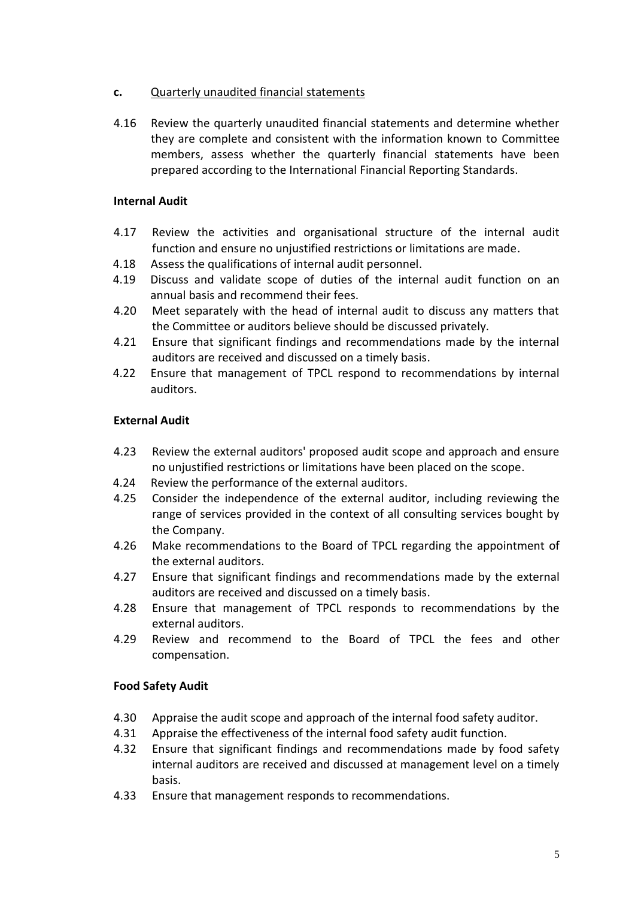**c.** <u>Quarterly unaudited financial statements</u>

4.16 Review the quarterly unaudited financial statements and determine whether they are complete and consistent with the information known to Committee members, assess whether the quarterly financial statements have been prepared according to the International Financial Reporting Standards.

**Internal Audit**

4.17 Review the activities and organisational structure of the internal audit function and ensure no unjustified restrictions or limitations are made.

4.18 Assess the qualifications of internal audit personnel.

4.19 Discuss and validate scope of duties of the internal audit function on an annual basis and recommend their fees.

4.20 Meet separately with the head of internal audit to discuss any matters that the Committee or auditors believe should be discussed privately.

4.21 Ensure that significant findings and recommendations made by the internal auditors are received and discussed on a timely basis.

4.22 Ensure that management of TPCL respond to recommendations by internal auditors.

**External Audit**

4.23 Review the external auditors' proposed audit scope and approach and ensure no unjustified restrictions or limitations have been placed on the scope.

4.24 Review the performance of the external auditors.

4.25 Consider the independence of the external auditor, including reviewing the range of services provided in the context of all consulting services bought by the Company.

4.26 Make recommendations to the Board of TPCL regarding the appointment of the external auditors.

4.27 Ensure that significant findings and recommendations made by the external auditors are received and discussed on a timely basis.

4.28 Ensure that management of TPCL responds to recommendations by the external auditors.

4.29 Review and recommend to the Board of TPCL the fees and other compensation.

**Food Safety Audit**

4.30 Appraise the audit scope and approach of the internal food safety auditor.

4.31 Appraise the effectiveness of the internal food safety audit function.

4.32 Ensure that significant findings and recommendations made by food safety internal auditors are received and discussed at management level on a timely basis.

4.33 Ensure that management responds to recommendations.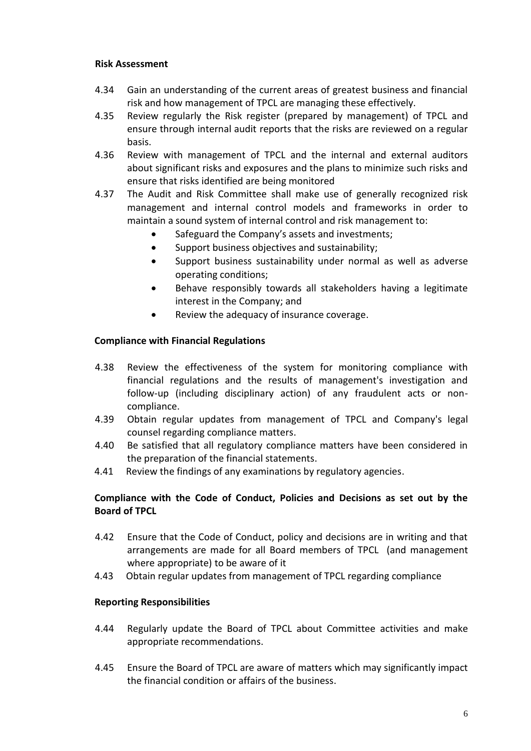**Risk Assessment**

4.34 Gain an understanding of the current areas of greatest business and financial risk and how management of TPCL are managing these effectively.

4.35 Review regularly the Risk register (prepared by management) of TPCL and ensure through internal audit reports that the risks are reviewed on a regular basis.

4.36 Review with management of TPCL and the internal and external auditors about significant risks and exposures and the plans to minimize such risks and ensure that risks identified are being monitored

4.37 The Audit and Risk Committee shall make use of generally recognized risk management and internal control models and frameworks in order to maintain a sound system of internal control and risk management to:

- Safeguard the Company's assets and investments;
- Support business objectives and sustainability;
- Support business sustainability under normal as well as adverse operating conditions;
- Behave responsibly towards all stakeholders having a legitimate interest in the Company; and
- Review the adequacy of insurance coverage.

**Compliance with Financial Regulations**

4.38 Review the effectiveness of the system for monitoring compliance with financial regulations and the results of management's investigation and follow-up (including disciplinary action) of any fraudulent acts or non-compliance.

4.39 Obtain regular updates from management of TPCL and Company's legal counsel regarding compliance matters.

4.40 Be satisfied that all regulatory compliance matters have been considered in the preparation of the financial statements.

4.41 Review the findings of any examinations by regulatory agencies.

**Compliance with the Code of Conduct, Policies and Decisions as set out by the Board of TPCL**

4.42 Ensure that the Code of Conduct, policy and decisions are in writing and that arrangements are made for all Board members of TPCL (and management where appropriate) to be aware of it

4.43 Obtain regular updates from management of TPCL regarding compliance

**Reporting Responsibilities**

4.44 Regularly update the Board of TPCL about Committee activities and make appropriate recommendations.

4.45 Ensure the Board of TPCL are aware of matters which may significantly impact the financial condition or affairs of the business.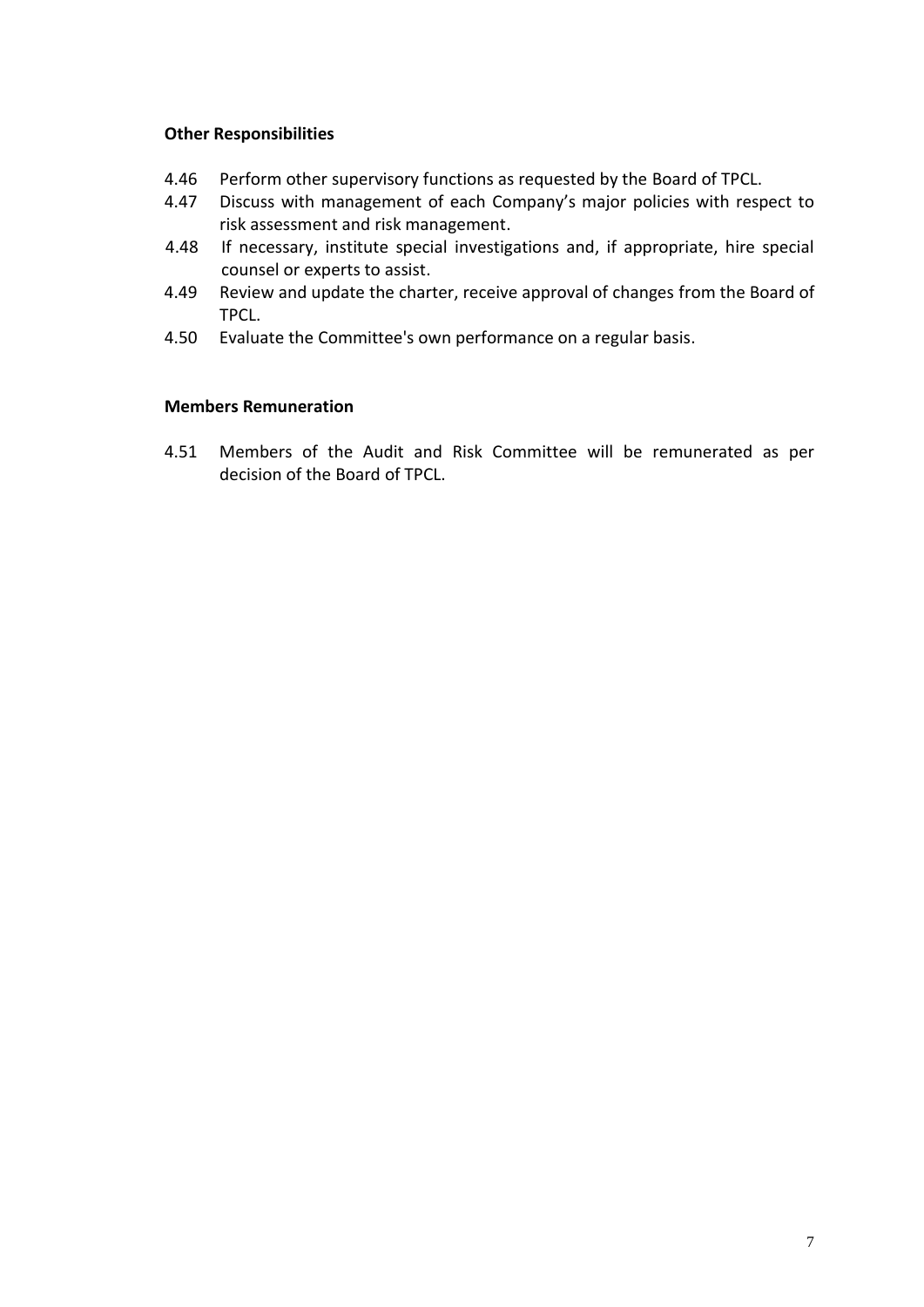**Other Responsibilities**

4.46 Perform other supervisory functions as requested by the Board of TPCL.

4.47 Discuss with management of each Company's major policies with respect to risk assessment and risk management.

4.48 If necessary, institute special investigations and, if appropriate, hire special counsel or experts to assist.

4.49 Review and update the charter, receive approval of changes from the Board of TPCL.

4.50 Evaluate the Committee's own performance on a regular basis.

**Members Remuneration**

4.51 Members of the Audit and Risk Committee will be remunerated as per decision of the Board of TPCL.